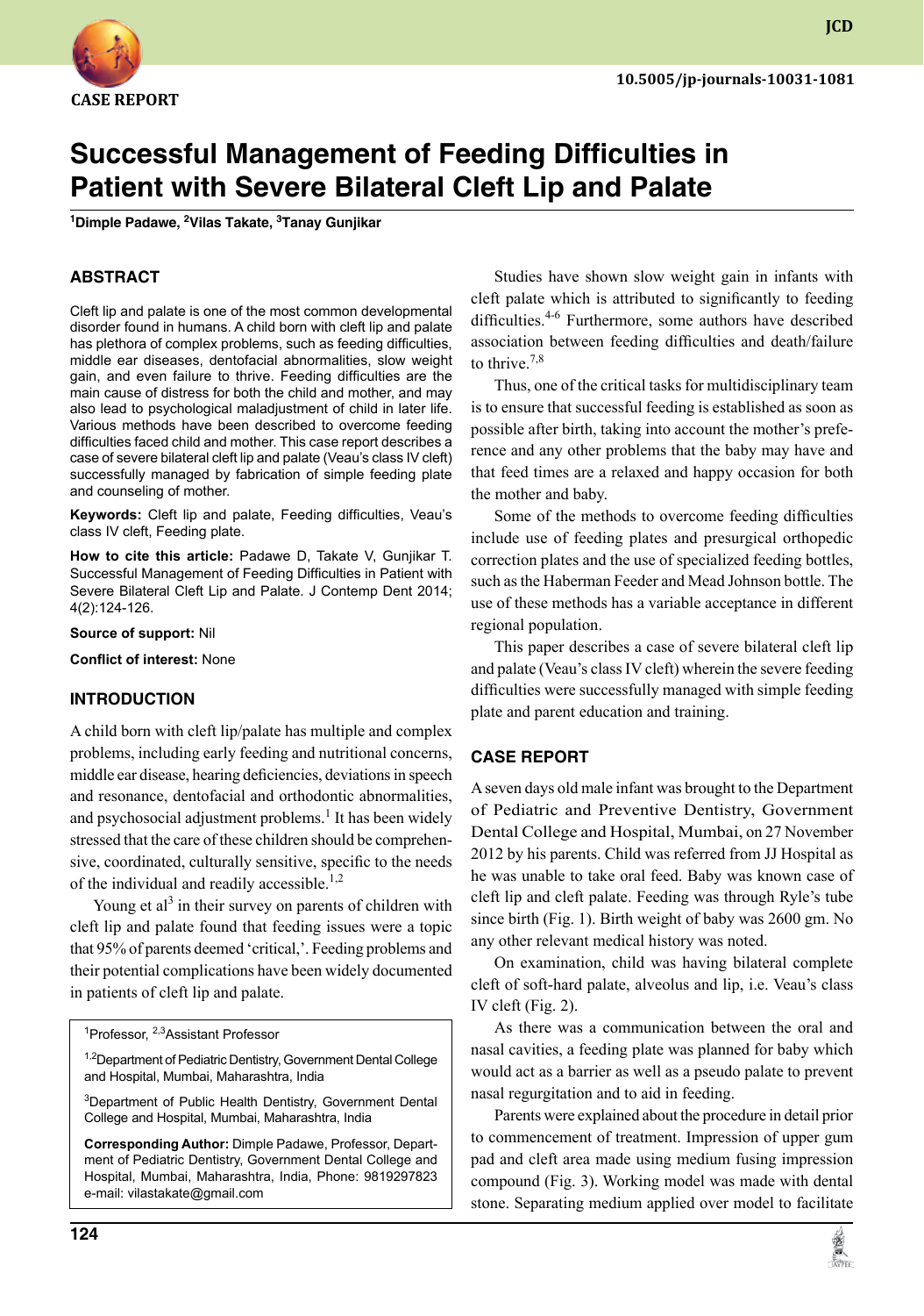CASE REPORT

# Successful Management of Feeding Difficulties in Patient with Severe Bilateral Cleft Lip and Palate

[1]Dimple Padawe, [2]Vilas Takate, [3]Tanay Gunjikar

## ABSTRACT

Cleft lip and palate is one of the most common developmental disorder found in humans. A child born with cleft lip and palate has plethora of complex problems, such as feeding difficulties, middle ear diseases, dentofacial abnormalities, slow weight gain, and even failure to thrive. Feeding difficulties are the main cause of distress for both the child and mother, and may also lead to psychological maladjustment of child in later life. Various methods have been described to overcome feeding difficulties faced child and mother. This case report describes a case of severe bilateral cleft lip and palate (Veau's class IV cleft) successfully managed by fabrication of simple feeding plate and counseling of mother.

**Keywords:** Cleft lip and palate, Feeding difficulties, Veau's class IV cleft, Feeding plate.

**How to cite this article:** Padawe D, Takate V, Gunjikar T. Successful Management of Feeding Difficulties in Patient with Severe Bilateral Cleft Lip and Palate. J Contemp Dent 2014; 4(2):124-126.

**Source of support:** Nil

**Conflict of interest:** None

## INTRODUCTION

A child born with cleft lip/palate has multiple and complex problems, including early feeding and nutritional concerns, middle ear disease, hearing deficiencies, deviations in speech and resonance, dentofacial and orthodontic abnormalities, and psychosocial adjustment problems.[1] It has been widely stressed that the care of these children should be comprehensive, coordinated, culturally sensitive, specific to the needs of the individual and readily accessible.[1,2]

Young et al[3] in their survey on parents of children with cleft lip and palate found that feeding issues were a topic that 95% of parents deemed 'critical,'. Feeding problems and their potential complications have been widely documented in patients of cleft lip and palate.

[1]Professor, [2,3]Assistant Professor

[1,2]Department of Pediatric Dentistry, Government Dental College and Hospital, Mumbai, Maharashtra, India

[3]Department of Public Health Dentistry, Government Dental College and Hospital, Mumbai, Maharashtra, India

**Corresponding Author:** Dimple Padawe, Professor, Department of Pediatric Dentistry, Government Dental College and Hospital, Mumbai, Maharashtra, India, Phone: 9819297823 e-mail: vilastakate@gmail.com

Studies have shown slow weight gain in infants with cleft palate which is attributed to significantly to feeding difficulties.[4-6] Furthermore, some authors have described association between feeding difficulties and death/failure to thrive.[7,8]

Thus, one of the critical tasks for multidisciplinary team is to ensure that successful feeding is established as soon as possible after birth, taking into account the mother's preference and any other problems that the baby may have and that feed times are a relaxed and happy occasion for both the mother and baby.

Some of the methods to overcome feeding difficulties include use of feeding plates and presurgical orthopedic correction plates and the use of specialized feeding bottles, such as the Haberman Feeder and Mead Johnson bottle. The use of these methods has a variable acceptance in different regional population.

This paper describes a case of severe bilateral cleft lip and palate (Veau's class IV cleft) wherein the severe feeding difficulties were successfully managed with simple feeding plate and parent education and training.

## CASE REPORT

A seven days old male infant was brought to the Department of Pediatric and Preventive Dentistry, Government Dental College and Hospital, Mumbai, on 27 November 2012 by his parents. Child was referred from JJ Hospital as he was unable to take oral feed. Baby was known case of cleft lip and cleft palate. Feeding was through Ryle's tube since birth (Fig. 1). Birth weight of baby was 2600 gm. No any other relevant medical history was noted.

On examination, child was having bilateral complete cleft of soft-hard palate, alveolus and lip, i.e. Veau's class IV cleft (Fig. 2).

As there was a communication between the oral and nasal cavities, a feeding plate was planned for baby which would act as a barrier as well as a pseudo palate to prevent nasal regurgitation and to aid in feeding.

Parents were explained about the procedure in detail prior to commencement of treatment. Impression of upper gum pad and cleft area made using medium fusing impression compound (Fig. 3). Working model was made with dental stone. Separating medium applied over model to facilitate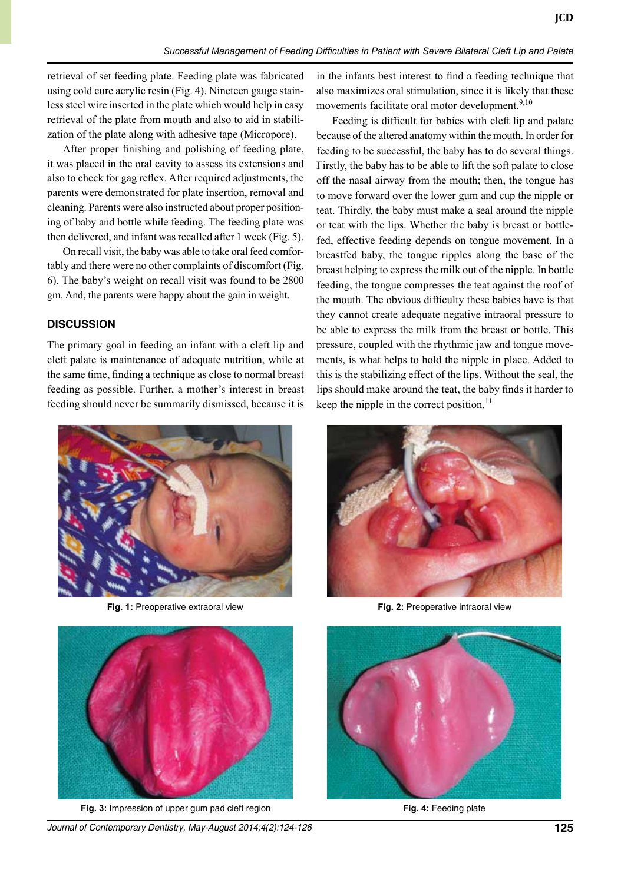retrieval of set feeding plate. Feeding plate was fabricated using cold cure acrylic resin (Fig. 4). Nineteen gauge stainless steel wire inserted in the plate which would help in easy retrieval of the plate from mouth and also to aid in stabilization of the plate along with adhesive tape (Micropore).

After proper finishing and polishing of feeding plate, it was placed in the oral cavity to assess its extensions and also to check for gag reflex. After required adjustments, the parents were demonstrated for plate insertion, removal and cleaning. Parents were also instructed about proper positioning of baby and bottle while feeding. The feeding plate was then delivered, and infant was recalled after 1 week (Fig. 5).

On recall visit, the baby was able to take oral feed comfortably and there were no other complaints of discomfort (Fig. 6). The baby's weight on recall visit was found to be 2800 gm. And, the parents were happy about the gain in weight.

## DISCUSSION

The primary goal in feeding an infant with a cleft lip and cleft palate is maintenance of adequate nutrition, while at the same time, finding a technique as close to normal breast feeding as possible. Further, a mother's interest in breast feeding should never be summarily dismissed, because it is in the infants best interest to find a feeding technique that also maximizes oral stimulation, since it is likely that these movements facilitate oral motor development.[9,10]

Feeding is difficult for babies with cleft lip and palate because of the altered anatomy within the mouth. In order for feeding to be successful, the baby has to do several things. Firstly, the baby has to be able to lift the soft palate to close off the nasal airway from the mouth; then, the tongue has to move forward over the lower gum and cup the nipple or teat. Thirdly, the baby must make a seal around the nipple or teat with the lips. Whether the baby is breast or bottle-fed, effective feeding depends on tongue movement. In a breastfed baby, the tongue ripples along the base of the breast helping to express the milk out of the nipple. In bottle feeding, the tongue compresses the teat against the roof of the mouth. The obvious difficulty these babies have is that they cannot create adequate negative intraoral pressure to be able to express the milk from the breast or bottle. This pressure, coupled with the rhythmic jaw and tongue movements, is what helps to hold the nipple in place. Added to this is the stabilizing effect of the lips. Without the seal, the lips should make around the teat, the baby finds it harder to keep the nipple in the correct position.[11]

**Fig. 1:** Preoperative extraoral view

**Fig. 2:** Preoperative intraoral view

**Fig. 3:** Impression of upper gum pad cleft region

**Fig. 4:** Feeding plate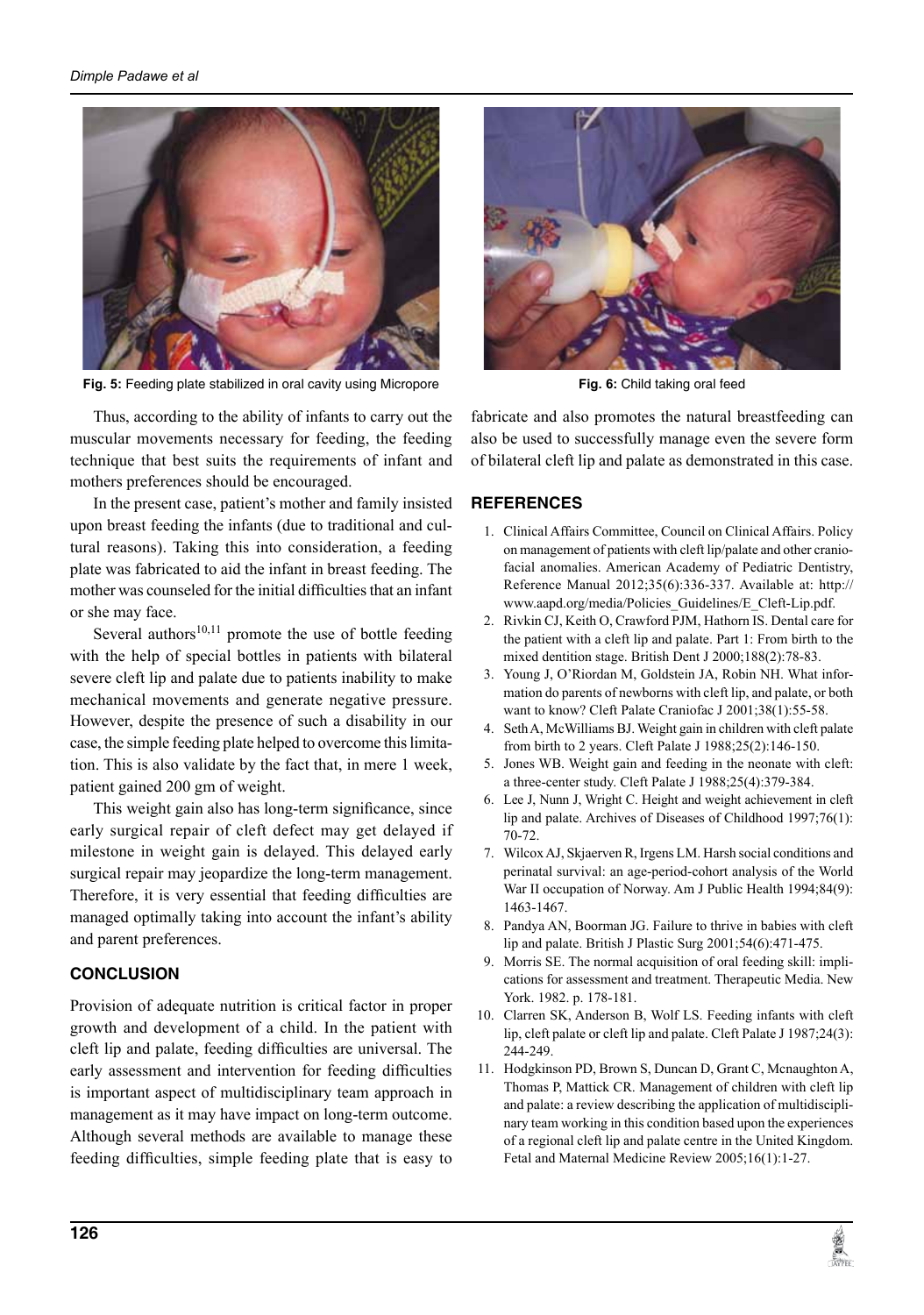Fig. 5: Feeding plate stabilized in oral cavity using Micropore

Fig. 6: Child taking oral feed

Thus, according to the ability of infants to carry out the muscular movements necessary for feeding, the feeding technique that best suits the requirements of infant and mothers preferences should be encouraged.

In the present case, patient's mother and family insisted upon breast feeding the infants (due to traditional and cultural reasons). Taking this into consideration, a feeding plate was fabricated to aid the infant in breast feeding. The mother was counseled for the initial difficulties that an infant or she may face.

Several authors[10,11] promote the use of bottle feeding with the help of special bottles in patients with bilateral severe cleft lip and palate due to patients inability to make mechanical movements and generate negative pressure. However, despite the presence of such a disability in our case, the simple feeding plate helped to overcome this limitation. This is also validate by the fact that, in mere 1 week, patient gained 200 gm of weight.

This weight gain also has long-term significance, since early surgical repair of cleft defect may get delayed if milestone in weight gain is delayed. This delayed early surgical repair may jeopardize the long-term management. Therefore, it is very essential that feeding difficulties are managed optimally taking into account the infant's ability and parent preferences.

## CONCLUSION

Provision of adequate nutrition is critical factor in proper growth and development of a child. In the patient with cleft lip and palate, feeding difficulties are universal. The early assessment and intervention for feeding difficulties is important aspect of multidisciplinary team approach in management as it may have impact on long-term outcome. Although several methods are available to manage these feeding difficulties, simple feeding plate that is easy to fabricate and also promotes the natural breastfeeding can also be used to successfully manage even the severe form of bilateral cleft lip and palate as demonstrated in this case.

## REFERENCES

1. Clinical Affairs Committee, Council on Clinical Affairs. Policy on management of patients with cleft lip/palate and other craniofacial anomalies. American Academy of Pediatric Dentistry, Reference Manual 2012;35(6):336-337. Available at: http://www.aapd.org/media/Policies_Guidelines/E_Cleft-Lip.pdf.
2. Rivkin CJ, Keith O, Crawford PJM, Hathorn IS. Dental care for the patient with a cleft lip and palate. Part 1: From birth to the mixed dentition stage. British Dent J 2000;188(2):78-83.
3. Young J, O'Riordan M, Goldstein JA, Robin NH. What information do parents of newborns with cleft lip, and palate, or both want to know? Cleft Palate Craniofac J 2001;38(1):55-58.
4. Seth A, McWilliams BJ. Weight gain in children with cleft palate from birth to 2 years. Cleft Palate J 1988;25(2):146-150.
5. Jones WB. Weight gain and feeding in the neonate with cleft: a three-center study. Cleft Palate J 1988;25(4):379-384.
6. Lee J, Nunn J, Wright C. Height and weight achievement in cleft lip and palate. Archives of Diseases of Childhood 1997;76(1):70-72.
7. Wilcox AJ, Skjaerven R, Irgens LM. Harsh social conditions and perinatal survival: an age-period-cohort analysis of the World War II occupation of Norway. Am J Public Health 1994;84(9):1463-1467.
8. Pandya AN, Boorman JG. Failure to thrive in babies with cleft lip and palate. British J Plastic Surg 2001;54(6):471-475.
9. Morris SE. The normal acquisition of oral feeding skill: implications for assessment and treatment. Therapeutic Media. New York. 1982. p. 178-181.
10. Clarren SK, Anderson B, Wolf LS. Feeding infants with cleft lip, cleft palate or cleft lip and palate. Cleft Palate J 1987;24(3):244-249.
11. Hodgkinson PD, Brown S, Duncan D, Grant C, Mcnaughton A, Thomas P, Mattick CR. Management of children with cleft lip and palate: a review describing the application of multidisciplinary team working in this condition based upon the experiences of a regional cleft lip and palate centre in the United Kingdom. Fetal and Maternal Medicine Review 2005;16(1):1-27.